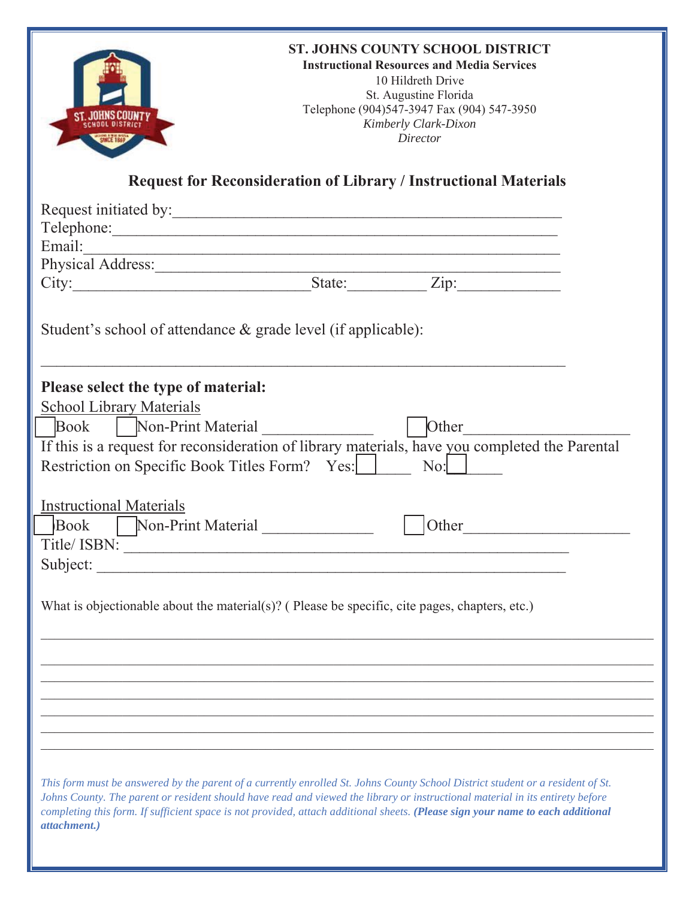**ST. JOHNS COUNTY SCHOOL DISTRICT**
**Instructional Resources and Media Services**
10 Hildreth Drive
St. Augustine Florida
Telephone (904)547-3947 Fax (904) 547-3950
*Kimberly Clark-Dixon*
*Director*

## Request for Reconsideration of Library / Instructional Materials

Request initiated by:_______________________________________________

Telephone:_______________________________________________________

Email:__________________________________________________________

Physical Address:_________________________________________________

City:____________________________State:__________ Zip:_____________

Student's school of attendance & grade level (if applicable):

_____________________________________________________________________

**Please select the type of material:**

School Library Materials

☐ Book ☐ Non-Print Material ______________ ☐ Other_____________________

If this is a request for reconsideration of library materials, have you completed the Parental Restriction on Specific Book Titles Form? Yes: ☐_____ No: ☐_____

Instructional Materials

☐ Book ☐ Non-Print Material ______________ ☐ Other_____________________

Title/ ISBN: ____________________________________________________

Subject: ______________________________________________________

What is objectionable about the material(s)? ( Please be specific, cite pages, chapters, etc.)

_____________________________________________________________________

_____________________________________________________________________

_____________________________________________________________________

_____________________________________________________________________

_____________________________________________________________________

_____________________________________________________________________

_____________________________________________________________________

*This form must be answered by the parent of a currently enrolled St. Johns County School District student or a resident of St. Johns County. The parent or resident should have read and viewed the library or instructional material in its entirety before completing this form. If sufficient space is not provided, attach additional sheets.* ***(Please sign your name to each additional attachment.)***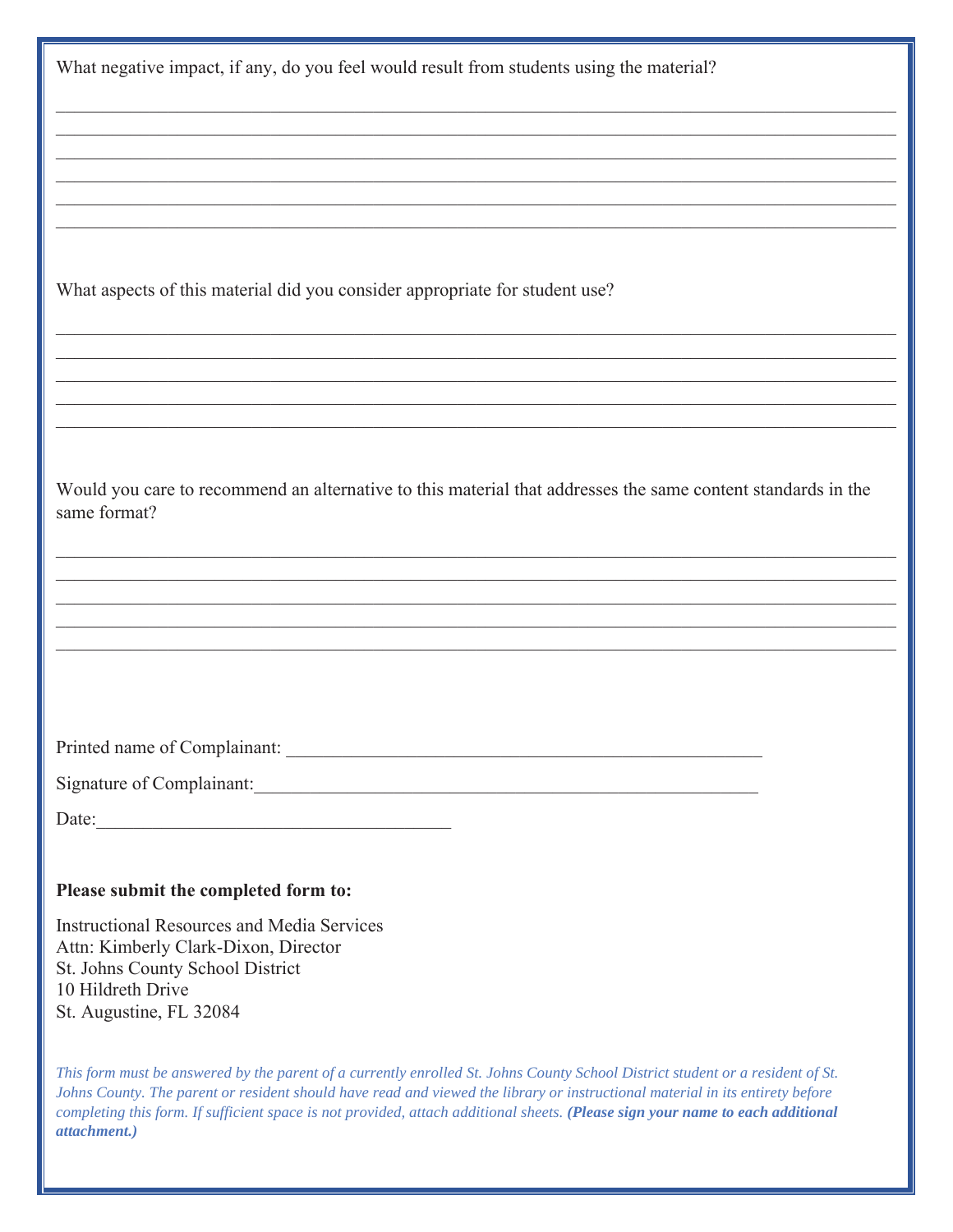What negative impact, if any, do you feel would result from students using the material?

______________________________________________________________________________________
______________________________________________________________________________________
______________________________________________________________________________________
______________________________________________________________________________________
______________________________________________________________________________________
______________________________________________________________________________________

What aspects of this material did you consider appropriate for student use?

______________________________________________________________________________________
______________________________________________________________________________________
______________________________________________________________________________________
______________________________________________________________________________________
______________________________________________________________________________________

Would you care to recommend an alternative to this material that addresses the same content standards in the same format?

______________________________________________________________________________________
______________________________________________________________________________________
______________________________________________________________________________________
______________________________________________________________________________________
______________________________________________________________________________________

Printed name of Complainant: ______________________________________________________

Signature of Complainant:_________________________________________________________

Date:_____________________________________

**Please submit the completed form to:**

Instructional Resources and Media Services
Attn: Kimberly Clark-Dixon, Director
St. Johns County School District
10 Hildreth Drive
St. Augustine, FL 32084

*This form must be answered by the parent of a currently enrolled St. Johns County School District student or a resident of St. Johns County. The parent or resident should have read and viewed the library or instructional material in its entirety before completing this form. If sufficient space is not provided, attach additional sheets.* ***(Please sign your name to each additional attachment.)***